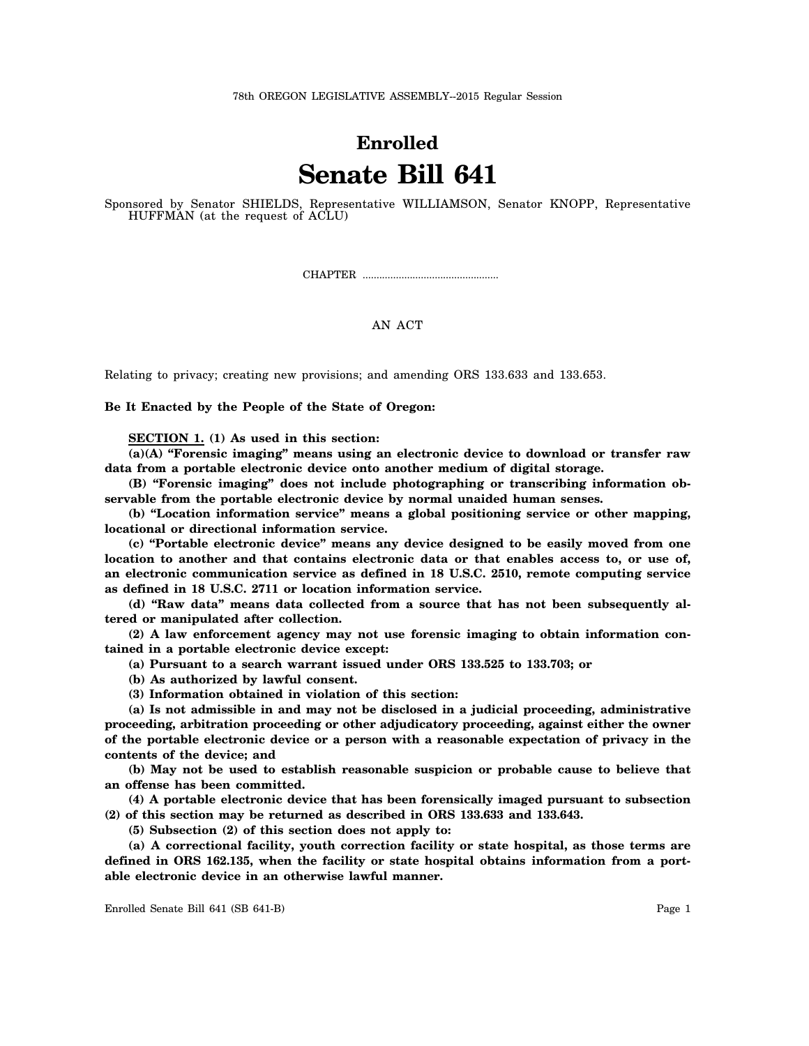78th OREGON LEGISLATIVE ASSEMBLY--2015 Regular Session

# Enrolled

# Senate Bill 641

Sponsored by Senator SHIELDS, Representative WILLIAMSON, Senator KNOPP, Representative HUFFMAN (at the request of ACLU)

CHAPTER .................................................

AN ACT

Relating to privacy; creating new provisions; and amending ORS 133.633 and 133.653.

**Be It Enacted by the People of the State of Oregon:**

**SECTION 1.** **(1) As used in this section:**

**(a)(A) "Forensic imaging" means using an electronic device to download or transfer raw data from a portable electronic device onto another medium of digital storage.**

**(B) "Forensic imaging" does not include photographing or transcribing information observable from the portable electronic device by normal unaided human senses.**

**(b) "Location information service" means a global positioning service or other mapping, locational or directional information service.**

**(c) "Portable electronic device" means any device designed to be easily moved from one location to another and that contains electronic data or that enables access to, or use of, an electronic communication service as defined in 18 U.S.C. 2510, remote computing service as defined in 18 U.S.C. 2711 or location information service.**

**(d) "Raw data" means data collected from a source that has not been subsequently altered or manipulated after collection.**

**(2) A law enforcement agency may not use forensic imaging to obtain information contained in a portable electronic device except:**

**(a) Pursuant to a search warrant issued under ORS 133.525 to 133.703; or**

**(b) As authorized by lawful consent.**

**(3) Information obtained in violation of this section:**

**(a) Is not admissible in and may not be disclosed in a judicial proceeding, administrative proceeding, arbitration proceeding or other adjudicatory proceeding, against either the owner of the portable electronic device or a person with a reasonable expectation of privacy in the contents of the device; and**

**(b) May not be used to establish reasonable suspicion or probable cause to believe that an offense has been committed.**

**(4) A portable electronic device that has been forensically imaged pursuant to subsection (2) of this section may be returned as described in ORS 133.633 and 133.643.**

**(5) Subsection (2) of this section does not apply to:**

**(a) A correctional facility, youth correction facility or state hospital, as those terms are defined in ORS 162.135, when the facility or state hospital obtains information from a portable electronic device in an otherwise lawful manner.**

Enrolled Senate Bill 641 (SB 641-B)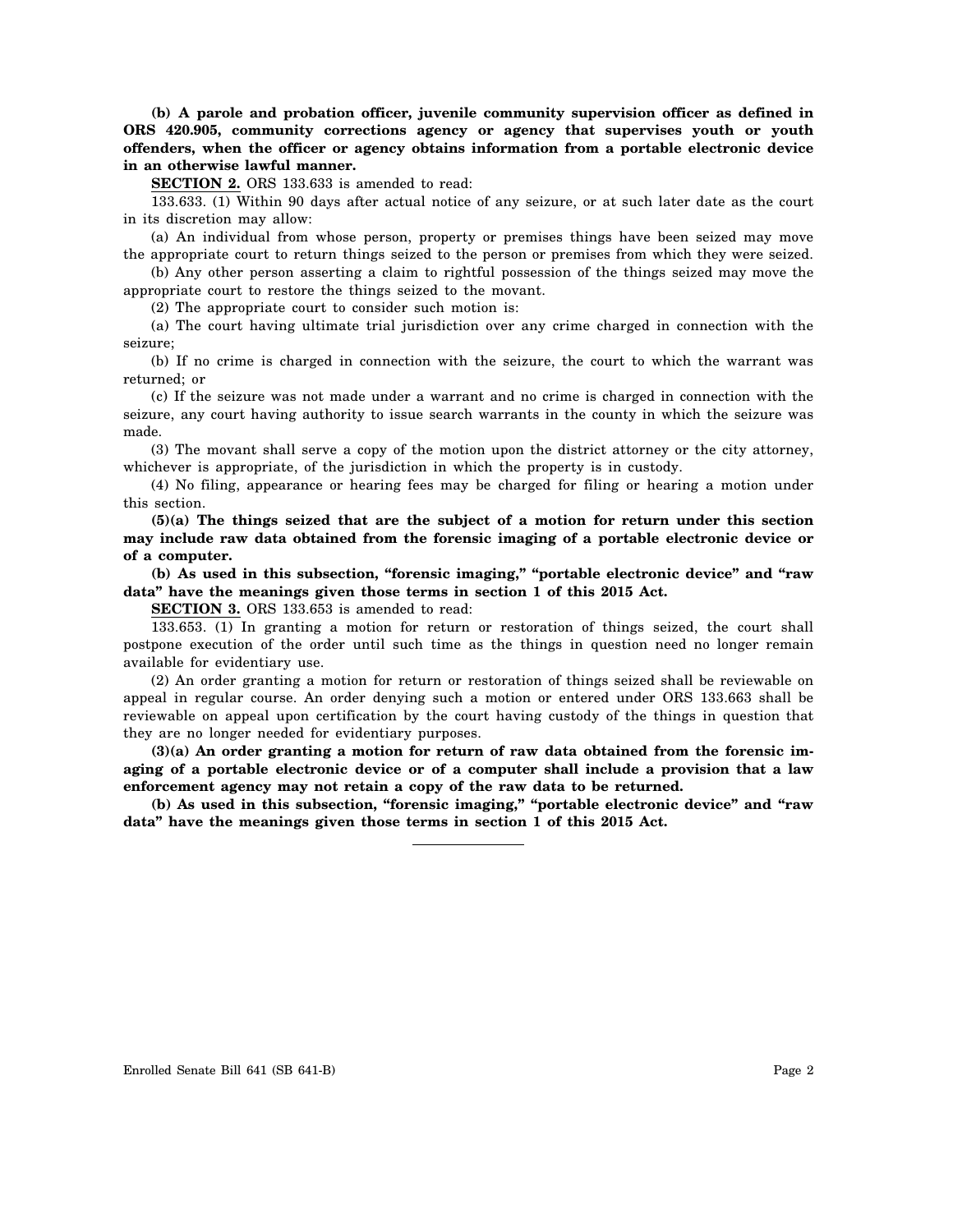**(b) A parole and probation officer, juvenile community supervision officer as defined in ORS 420.905, community corrections agency or agency that supervises youth or youth offenders, when the officer or agency obtains information from a portable electronic device in an otherwise lawful manner.**

**SECTION 2.** ORS 133.633 is amended to read:

133.633. (1) Within 90 days after actual notice of any seizure, or at such later date as the court in its discretion may allow:

(a) An individual from whose person, property or premises things have been seized may move the appropriate court to return things seized to the person or premises from which they were seized.

(b) Any other person asserting a claim to rightful possession of the things seized may move the appropriate court to restore the things seized to the movant.

(2) The appropriate court to consider such motion is:

(a) The court having ultimate trial jurisdiction over any crime charged in connection with the seizure;

(b) If no crime is charged in connection with the seizure, the court to which the warrant was returned; or

(c) If the seizure was not made under a warrant and no crime is charged in connection with the seizure, any court having authority to issue search warrants in the county in which the seizure was made.

(3) The movant shall serve a copy of the motion upon the district attorney or the city attorney, whichever is appropriate, of the jurisdiction in which the property is in custody.

(4) No filing, appearance or hearing fees may be charged for filing or hearing a motion under this section.

**(5)(a) The things seized that are the subject of a motion for return under this section may include raw data obtained from the forensic imaging of a portable electronic device or of a computer.**

**(b) As used in this subsection, "forensic imaging," "portable electronic device" and "raw data" have the meanings given those terms in section 1 of this 2015 Act.**

**SECTION 3.** ORS 133.653 is amended to read:

133.653. (1) In granting a motion for return or restoration of things seized, the court shall postpone execution of the order until such time as the things in question need no longer remain available for evidentiary use.

(2) An order granting a motion for return or restoration of things seized shall be reviewable on appeal in regular course. An order denying such a motion or entered under ORS 133.663 shall be reviewable on appeal upon certification by the court having custody of the things in question that they are no longer needed for evidentiary purposes.

**(3)(a) An order granting a motion for return of raw data obtained from the forensic imaging of a portable electronic device or of a computer shall include a provision that a law enforcement agency may not retain a copy of the raw data to be returned.**

**(b) As used in this subsection, "forensic imaging," "portable electronic device" and "raw data" have the meanings given those terms in section 1 of this 2015 Act.**

---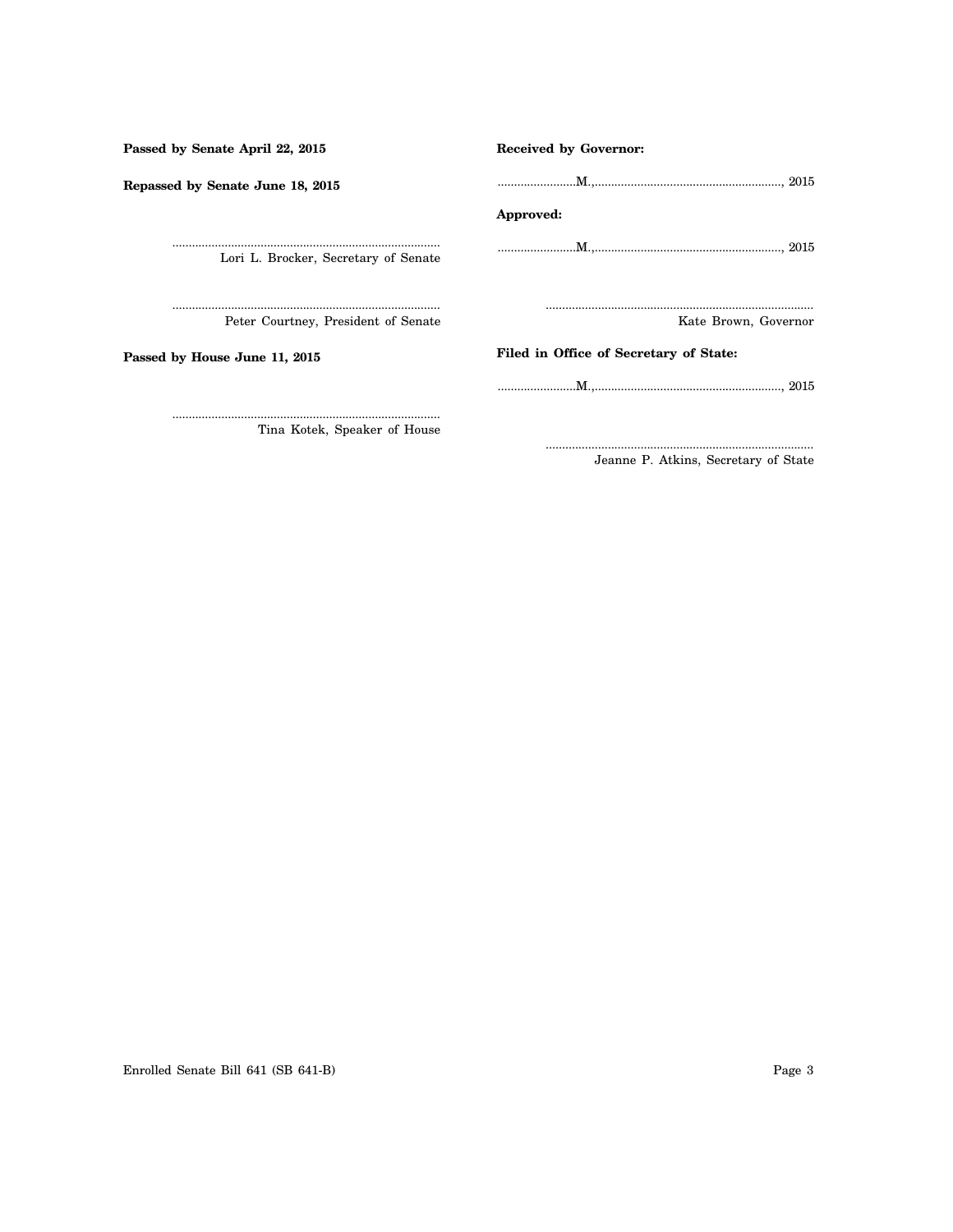**Passed by Senate April 22, 2015**

**Repassed by Senate June 18, 2015**

..................................................................................
Lori L. Brocker, Secretary of Senate

..................................................................................
Peter Courtney, President of Senate

**Passed by House June 11, 2015**

..................................................................................
Tina Kotek, Speaker of House

**Received by Governor:**

........................M.,.........................................................., 2015

**Approved:**

........................M.,.........................................................., 2015

..................................................................................
Kate Brown, Governor

**Filed in Office of Secretary of State:**

........................M.,.........................................................., 2015

..................................................................................
Jeanne P. Atkins, Secretary of State

Enrolled Senate Bill 641 (SB 641-B)